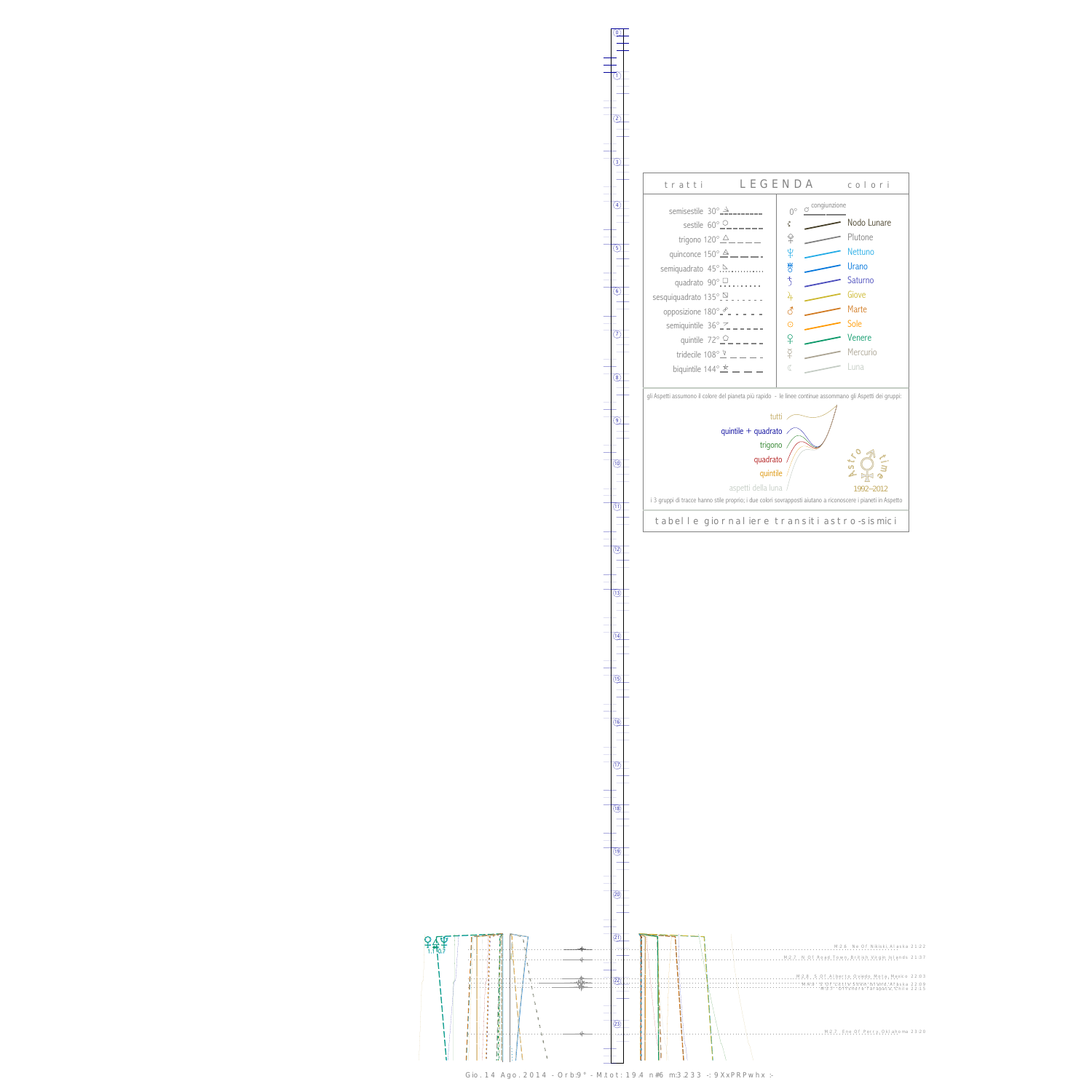# LEGENDA

| tratti | | colori | |
|---|---|---|---|
| semisestile 30° | | 0° ☌ congiunzione | |
| sestile 60° | | ☊ | Nodo Lunare |
| trigono 120° | | ♇ | Plutone |
| quinconce 150° | | ♆ | Nettuno |
| semiquadrato 45° | | ♅ | Urano |
| quadrato 90° | | ♄ | Saturno |
| sesquiquadrato 135° | | ♃ | Giove |
| opposizione 180° | | ♂ | Marte |
| semiquintile 36° | | ☉ | Sole |
| quintile 72° | | ♀ | Venere |
| tridecile 108° | | ☿ | Mercurio |
| biquintile 144° | | ☾ | Luna |

gli Aspetti assumono il colore del pianeta più rapido - le linee continue assommano gli Aspetti dei gruppi:

- tutti
- quintile + quadrato
- trigono
- quadrato
- quintile
- aspetti della luna

Astro time 1992–2012

i 3 gruppi di tracce hanno stile proprio; i due colori sovrapposti aiutano a riconoscere i pianeti in Aspetto

tabelle giornaliere transiti astro-sismici

♀△♆ 1.7 0.7

M:2.6 Nw Of Nikiski Alaska 21:22

M:2.7 N Of Road Town British Virgin Islands 21:37

M:2.8 S Of Alberto Oviedo Mota Mexico 22:03

M:2.8 ... Alaska 22:09

M:2.7 ... Chile 22:15

M:2.7 Ene Of Perry Oklahoma 23:20

Gio. 14 Ago. 2014 - Orb:9° - M.tot: 19.4 n#6 m:3.233 -: 9XxPRPwhx :-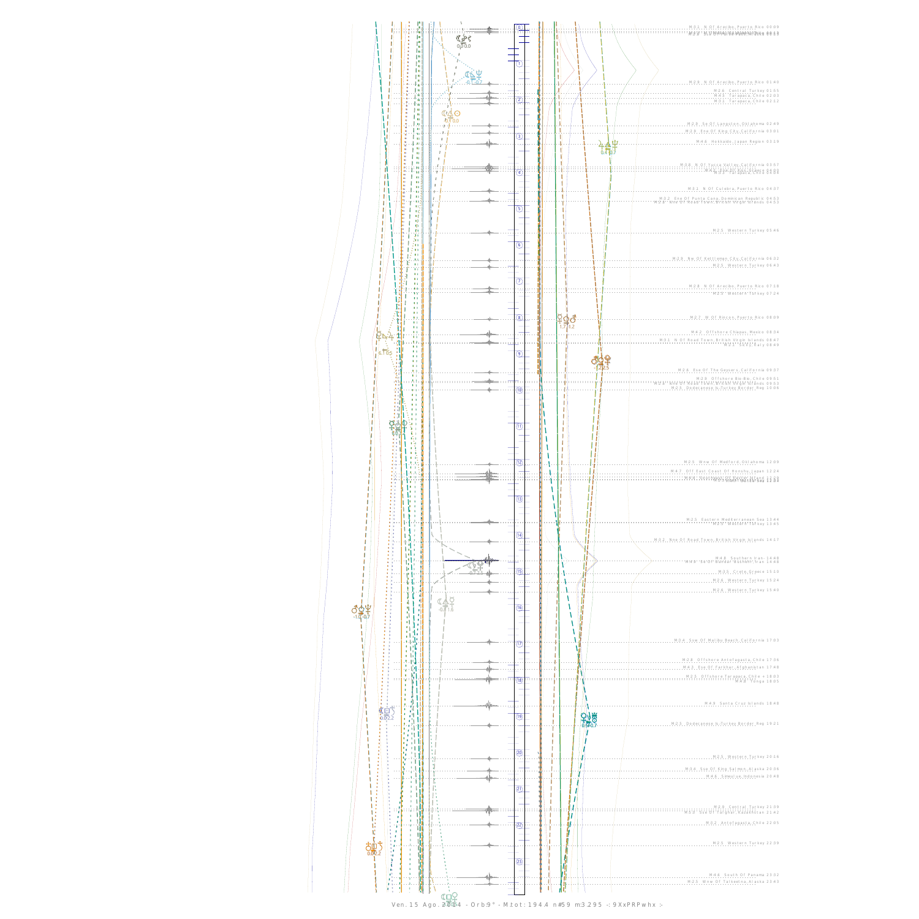M 3.1 N Of Arecibo, Puerto Rico 00:09

M 2.8 N Of Arecibo, Puerto Rico 01:40

M 2.6 Central Turkey 01:55

M 4.3 Tarapaca, Chile 02:03

M 3.2 Tarapaca, Chile 02:12

M 2.8 Se Of Langston, Oklahoma 02:49

M 2.9 Ene Of King City, California 03:01

M 4.6 Hokkaido, Japan Region 03:19

M 3.8 N Of Yucca Valley, California 03:57

M 3.3 Tarapaca, Chile 04:08

M 3.1 N Of Culebra, Puerto Rico 04:37

M 3.2 Ene Of Punta Cana, Dominican Republic 04:53

M 2.8 Nnw Of Road Town, British Virgin Islands 04:53

M 2.5 Western Turkey 05:46

M 2.8 Nw Of Kettleman City, California 06:32

M 2.5 Western Turkey 06:43

M 2.8 N Of Arecibo, Puerto Rico 07:18

M 2.5 Western Turkey 07:24

M 2.7 W Of Rincon, Puerto Rico 08:09

M 4.2 Offshore Chiapas, Mexico 08:34

M 3.1 N Of Road Town, British Virgin Islands 08:47

M 2.4 Sicily, Italy 08:49

M 2.6 Ese Of The Geysers, California 09:37

M 2.9 Offshore Bio-Bio, Chile 09:51

M 2.8 Nnw Of Road Town, British Virgin Islands 09:53

M 2.5 Dodecanese Is.-Turkey Border Reg 10:06

M 2.5 Wnw Of Medford, Oklahoma 12:09

M 4.7 Off East Coast Of Honshu, Japan 12:24

M 2.5 Western Turkey 13:45

M 2.5 Eastern Mediterranean Sea 13:44

M 3.2 Nne Of Road Town, British Virgin Islands 14:17

M 4.8 Southern Iran 14:48

M 4.8 Se Of Bandar 'Abbas, Iran 14:48

M 3.5 Crete, Greece 15:10

M 2.6 Western Turkey 15:24

M 2.6 Western Turkey 15:40

M 3.4 Ssw Of Malibu Beach, California 17:03

M 2.8 Offshore Antofagasta, Chile 17:36

M 4.3 Ese Of Farkhar, Afghanistan 17:48

M 2.5 Offshore Tarapaca, Chile 18:03

M 4.8 Tonga 18:05

M 4.9 Santa Cruz Islands 18:48

M 2.5 Dodecanese Is.-Turkey Border Reg 19:21

M 2.5 Western Turkey 20:16

M 3.4 Ssw Of King Salmon, Alaska 20:36

M 4.6 Simeulue, Indonesia 20:48

M 2.9 Central Turkey 21:39

M 3.9 Sse Of Farghar, Kazakhstan 21:42

M 3.2 Antofagasta, Chile 22:05

M 2.5 Western Turkey 22:39

M 4.6 South Of Panama 23:32

M 2.5 Wnw Of Talkeetna, Alaska 23:43

Ven. 15 Ago. 2014 - Orb: 9° - M.tot: 194.4 n: 59 m: 3.295 -: 9XxPRPwhx :-